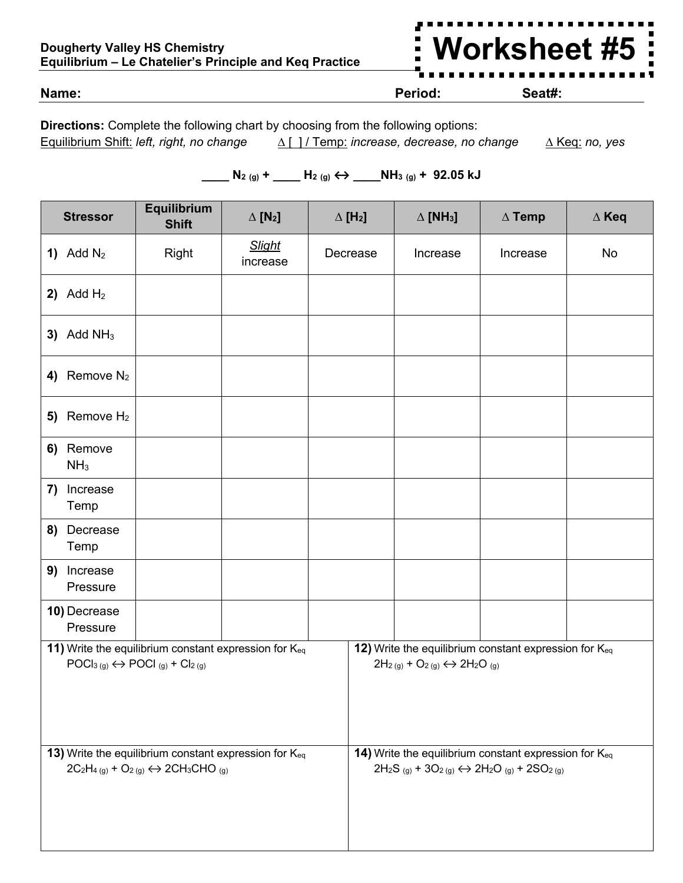**Dougherty Valley HS Chemistry**
**Equilibrium – Le Chatelier's Principle and Keq Practice**

# Worksheet #5

**Name:** **Period:** **Seat#:**

**Directions:** Complete the following chart by choosing from the following options:
Equilibrium Shift: *left, right, no change* Δ [ ] / Temp: *increase, decrease, no change* Δ Keq: *no, yes*

**____ $N_{2\,(g)}$ + ____ $H_{2\,(g)}$ ↔ ____$NH_{3\,(g)}$ + 92.05 kJ**

| Stressor | Equilibrium Shift | Δ [$N_2$] | Δ [$H_2$] | Δ [$NH_3$] | Δ Temp | Δ Keq |
|---|---|---|---|---|---|---|
| **1)** Add $N_2$ | Right | *Slight* increase | Decrease | Increase | Increase | No |
| **2)** Add $H_2$ | | | | | | |
| **3)** Add $NH_3$ | | | | | | |
| **4)** Remove $N_2$ | | | | | | |
| **5)** Remove $H_2$ | | | | | | |
| **6)** Remove $NH_3$ | | | | | | |
| **7)** Increase Temp | | | | | | |
| **8)** Decrease Temp | | | | | | |
| **9)** Increase Pressure | | | | | | |
| **10)** Decrease Pressure | | | | | | |

**11)** Write the equilibrium constant expression for $K_{eq}$
$POCl_{3\,(g)} \leftrightarrow POCl_{(g)} + Cl_{2\,(g)}$

**12)** Write the equilibrium constant expression for $K_{eq}$
$2H_{2\,(g)} + O_{2\,(g)} \leftrightarrow 2H_2O_{(g)}$

**13)** Write the equilibrium constant expression for $K_{eq}$
$2C_2H_{4\,(g)} + O_{2\,(g)} \leftrightarrow 2CH_3CHO_{(g)}$

**14)** Write the equilibrium constant expression for $K_{eq}$
$2H_2S_{(g)} + 3O_{2\,(g)} \leftrightarrow 2H_2O_{(g)} + 2SO_{2\,(g)}$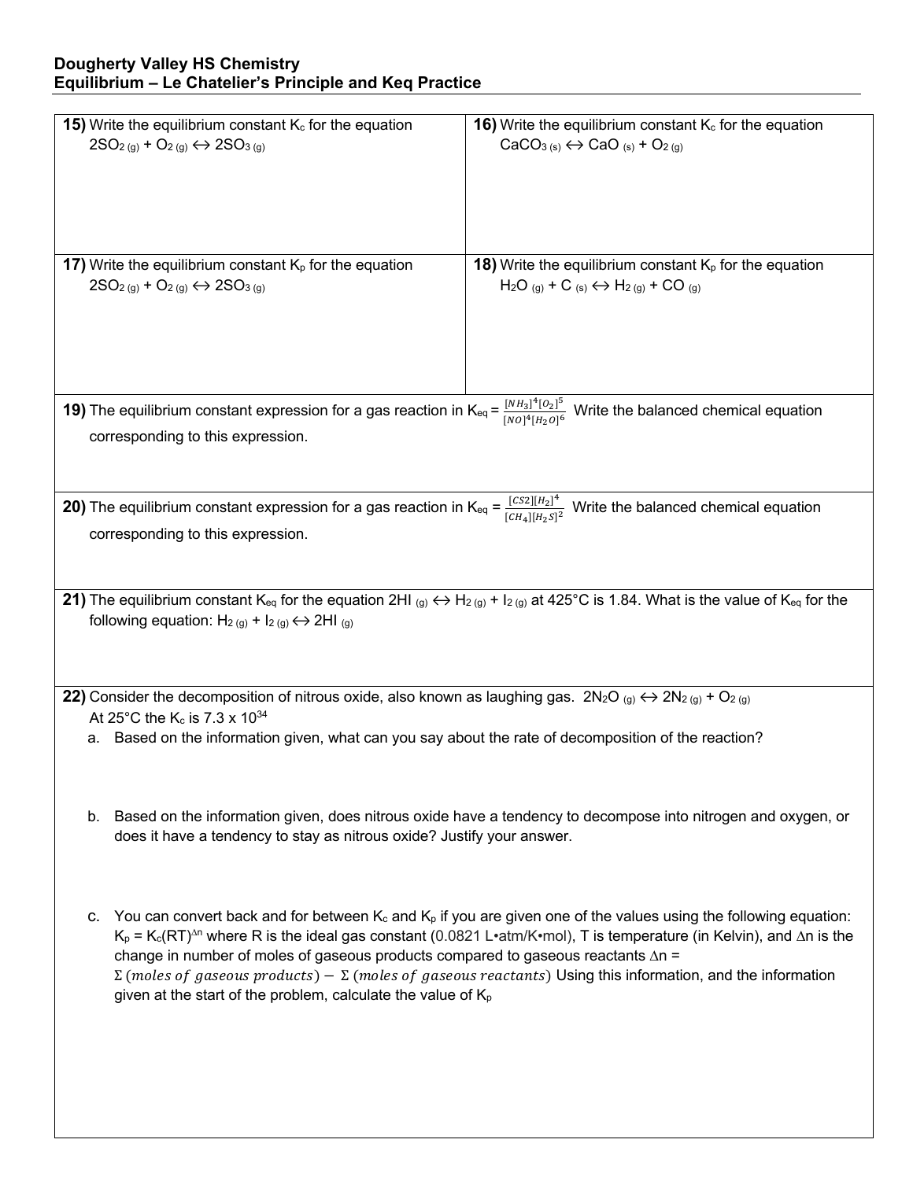## Dougherty Valley HS Chemistry
## Equilibrium – Le Chatelier's Principle and Keq Practice

**15)** Write the equilibrium constant $K_c$ for the equation
$2SO_{2\,(g)} + O_{2\,(g)} \leftrightarrow 2SO_{3\,(g)}$

**16)** Write the equilibrium constant $K_c$ for the equation
$CaCO_{3\,(s)} \leftrightarrow CaO_{\,(s)} + O_{2\,(g)}$

**17)** Write the equilibrium constant $K_p$ for the equation
$2SO_{2\,(g)} + O_{2\,(g)} \leftrightarrow 2SO_{3\,(g)}$

**18)** Write the equilibrium constant $K_p$ for the equation
$H_2O_{\,(g)} + C_{\,(s)} \leftrightarrow H_{2\,(g)} + CO_{\,(g)}$

**19)** The equilibrium constant expression for a gas reaction in $K_{eq} = \frac{[NH_3]^4[O_2]^5}{[NO]^4[H_2O]^6}$ Write the balanced chemical equation corresponding to this expression.

**20)** The equilibrium constant expression for a gas reaction in $K_{eq} = \frac{[CS2][H_2]^4}{[CH_4][H_2S]^2}$ Write the balanced chemical equation corresponding to this expression.

**21)** The equilibrium constant $K_{eq}$ for the equation $2HI_{\,(g)} \leftrightarrow H_{2\,(g)} + I_{2\,(g)}$ at 425°C is 1.84. What is the value of $K_{eq}$ for the following equation: $H_{2\,(g)} + I_{2\,(g)} \leftrightarrow 2HI_{\,(g)}$

**22)** Consider the decomposition of nitrous oxide, also known as laughing gas. $2N_2O_{\,(g)} \leftrightarrow 2N_{2\,(g)} + O_{2\,(g)}$
At 25°C the $K_c$ is $7.3 \times 10^{34}$

a. Based on the information given, what can you say about the rate of decomposition of the reaction?

b. Based on the information given, does nitrous oxide have a tendency to decompose into nitrogen and oxygen, or does it have a tendency to stay as nitrous oxide? Justify your answer.

c. You can convert back and for between $K_c$ and $K_p$ if you are given one of the values using the following equation: $K_p = K_c(RT)^{\Delta n}$ where R is the ideal gas constant (0.0821 L•atm/K•mol), T is temperature (in Kelvin), and $\Delta n$ is the change in number of moles of gaseous products compared to gaseous reactants $\Delta n = \Sigma\,(moles\ of\ gaseous\ products) - \Sigma\,(moles\ of\ gaseous\ reactants)$ Using this information, and the information given at the start of the problem, calculate the value of $K_p$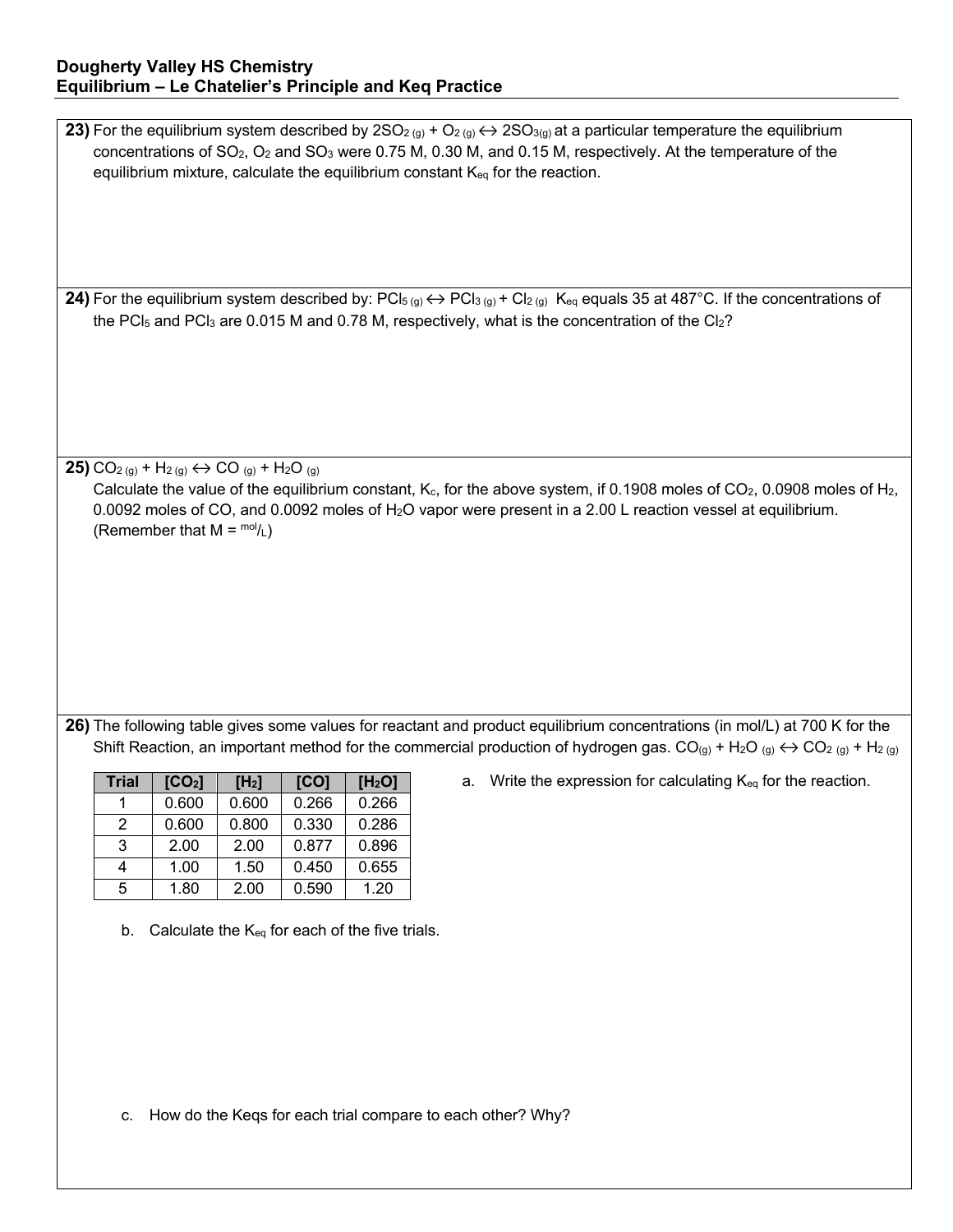## Dougherty Valley HS Chemistry
## Equilibrium – Le Chatelier's Principle and Keq Practice

**23)** For the equilibrium system described by $2SO_{2\,(g)} + O_{2\,(g)} \leftrightarrow 2SO_{3(g)}$ at a particular temperature the equilibrium concentrations of $SO_2$, $O_2$ and $SO_3$ were 0.75 M, 0.30 M, and 0.15 M, respectively. At the temperature of the equilibrium mixture, calculate the equilibrium constant $K_{eq}$ for the reaction.

**24)** For the equilibrium system described by: $PCl_{5\,(g)} \leftrightarrow PCl_{3\,(g)} + Cl_{2\,(g)}$ $K_{eq}$ equals 35 at 487°C. If the concentrations of the $PCl_5$ and $PCl_3$ are 0.015 M and 0.78 M, respectively, what is the concentration of the $Cl_2$?

**25)** $CO_{2\,(g)} + H_{2\,(g)} \leftrightarrow CO_{\,(g)} + H_2O_{\,(g)}$

Calculate the value of the equilibrium constant, $K_c$, for the above system, if 0.1908 moles of $CO_2$, 0.0908 moles of $H_2$, 0.0092 moles of CO, and 0.0092 moles of $H_2O$ vapor were present in a 2.00 L reaction vessel at equilibrium. (Remember that M = $^{mol}/_{L}$)

**26)** The following table gives some values for reactant and product equilibrium concentrations (in mol/L) at 700 K for the Shift Reaction, an important method for the commercial production of hydrogen gas. $CO_{(g)} + H_2O_{\,(g)} \leftrightarrow CO_{2\,(g)} + H_{2\,(g)}$

| Trial | $[CO_2]$ | $[H_2]$ | $[CO]$ | $[H_2O]$ |
|---|---|---|---|---|
| 1 | 0.600 | 0.600 | 0.266 | 0.266 |
| 2 | 0.600 | 0.800 | 0.330 | 0.286 |
| 3 | 2.00 | 2.00 | 0.877 | 0.896 |
| 4 | 1.00 | 1.50 | 0.450 | 0.655 |
| 5 | 1.80 | 2.00 | 0.590 | 1.20 |

a. Write the expression for calculating $K_{eq}$ for the reaction.

b. Calculate the $K_{eq}$ for each of the five trials.

c. How do the Keqs for each trial compare to each other? Why?